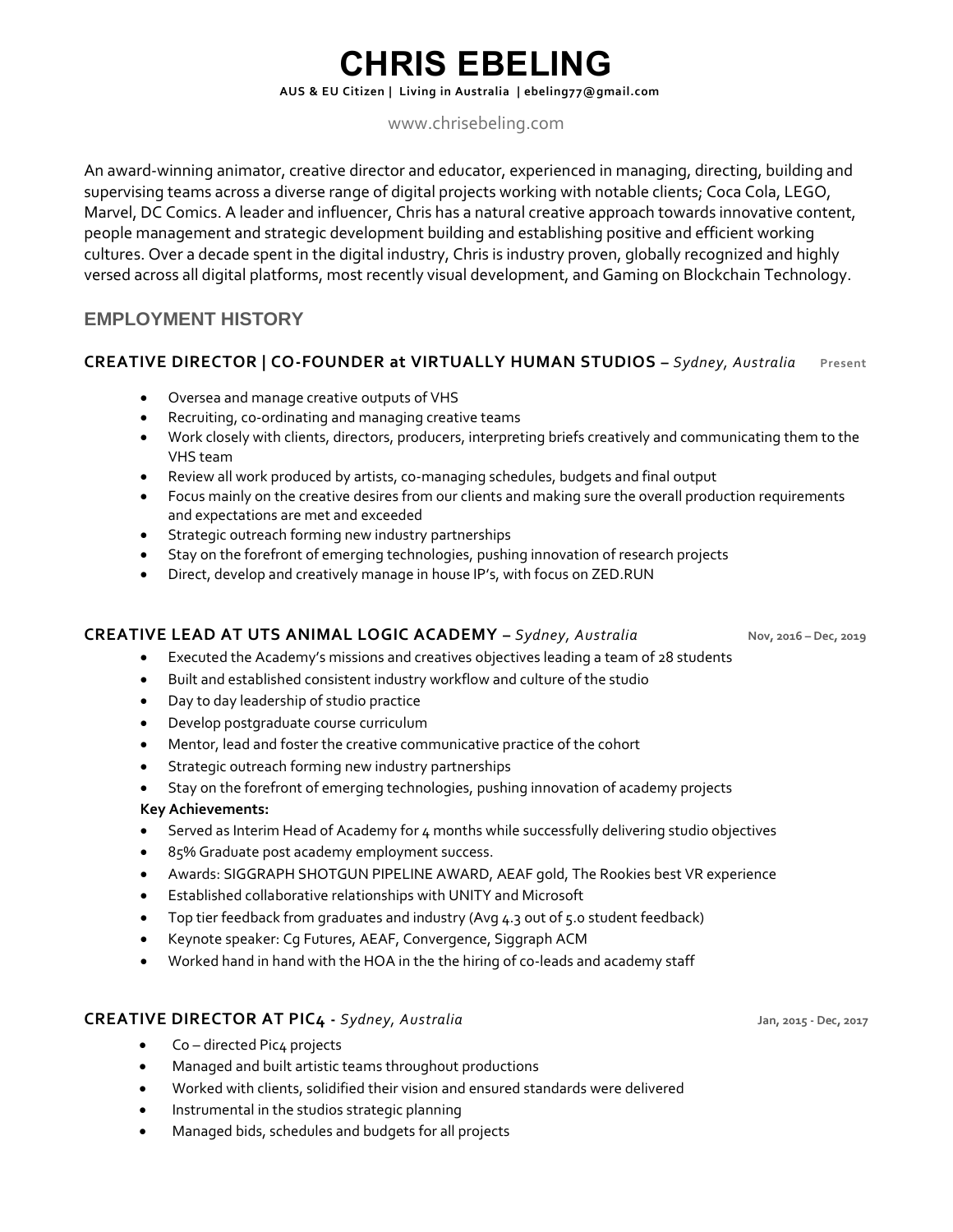# CHRIS EBELING

**AUS & EU Citizen | Living in Australia | ebeling77@gmail.com**

www.chrisebeling.com

An award-winning animator, creative director and educator, experienced in managing, directing, building and supervising teams across a diverse range of digital projects working with notable clients; Coca Cola, LEGO, Marvel, DC Comics. A leader and influencer, Chris has a natural creative approach towards innovative content, people management and strategic development building and establishing positive and efficient working cultures. Over a decade spent in the digital industry, Chris is industry proven, globally recognized and highly versed across all digital platforms, most recently visual development, and Gaming on Blockchain Technology.

## EMPLOYMENT HISTORY

### CREATIVE DIRECTOR | CO-FOUNDER at VIRTUALLY HUMAN STUDIOS – *Sydney, Australia* — Present

- Oversea and manage creative outputs of VHS
- Recruiting, co-ordinating and managing creative teams
- Work closely with clients, directors, producers, interpreting briefs creatively and communicating them to the VHS team
- Review all work produced by artists, co-managing schedules, budgets and final output
- Focus mainly on the creative desires from our clients and making sure the overall production requirements and expectations are met and exceeded
- Strategic outreach forming new industry partnerships
- Stay on the forefront of emerging technologies, pushing innovation of research projects
- Direct, develop and creatively manage in house IP's, with focus on ZED.RUN

### CREATIVE LEAD AT UTS ANIMAL LOGIC ACADEMY – *Sydney, Australia* — Nov, 2016 – Dec, 2019

- Executed the Academy's missions and creatives objectives leading a team of 28 students
- Built and established consistent industry workflow and culture of the studio
- Day to day leadership of studio practice
- Develop postgraduate course curriculum
- Mentor, lead and foster the creative communicative practice of the cohort
- Strategic outreach forming new industry partnerships
- Stay on the forefront of emerging technologies, pushing innovation of academy projects

**Key Achievements:**

- Served as Interim Head of Academy for 4 months while successfully delivering studio objectives
- 85% Graduate post academy employment success.
- Awards: SIGGRAPH SHOTGUN PIPELINE AWARD, AEAF gold, The Rookies best VR experience
- Established collaborative relationships with UNITY and Microsoft
- Top tier feedback from graduates and industry (Avg 4.3 out of 5.0 student feedback)
- Keynote speaker: Cg Futures, AEAF, Convergence, Siggraph ACM
- Worked hand in hand with the HOA in the the hiring of co-leads and academy staff

### CREATIVE DIRECTOR AT PIC4 - *Sydney, Australia* — Jan, 2015 - Dec, 2017

- Co – directed Pic4 projects
- Managed and built artistic teams throughout productions
- Worked with clients, solidified their vision and ensured standards were delivered
- Instrumental in the studios strategic planning
- Managed bids, schedules and budgets for all projects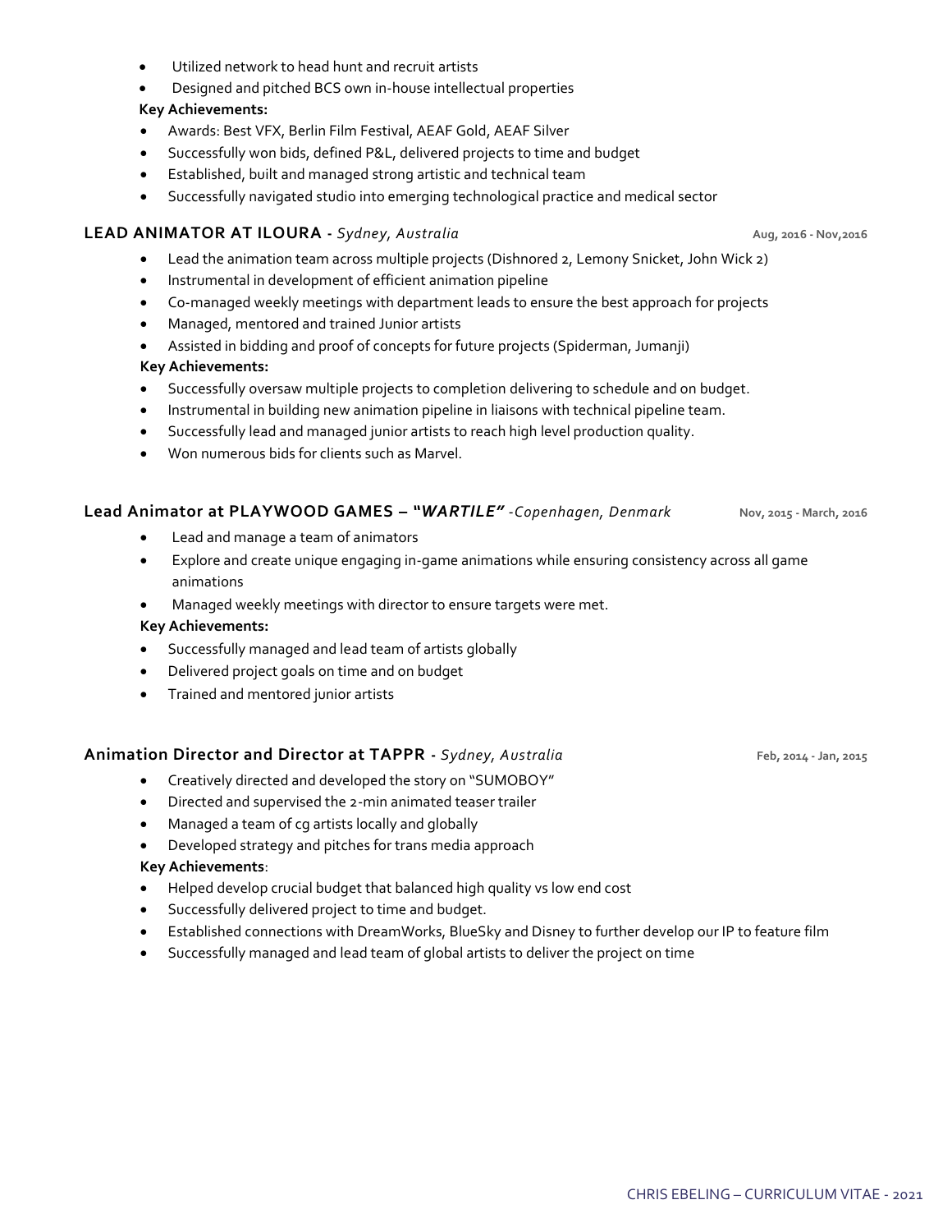- Utilized network to head hunt and recruit artists
- Designed and pitched BCS own in-house intellectual properties

**Key Achievements:**

- Awards: Best VFX, Berlin Film Festival, AEAF Gold, AEAF Silver
- Successfully won bids, defined P&L, delivered projects to time and budget
- Established, built and managed strong artistic and technical team
- Successfully navigated studio into emerging technological practice and medical sector

### LEAD ANIMATOR AT ILOURA - *Sydney, Australia* — Aug, 2016 - Nov,2016

- Lead the animation team across multiple projects (Dishnored 2, Lemony Snicket, John Wick 2)
- Instrumental in development of efficient animation pipeline
- Co-managed weekly meetings with department leads to ensure the best approach for projects
- Managed, mentored and trained Junior artists
- Assisted in bidding and proof of concepts for future projects (Spiderman, Jumanji)

**Key Achievements:**

- Successfully oversaw multiple projects to completion delivering to schedule and on budget.
- Instrumental in building new animation pipeline in liaisons with technical pipeline team.
- Successfully lead and managed junior artists to reach high level production quality.
- Won numerous bids for clients such as Marvel.

### Lead Animator at PLAYWOOD GAMES – "*WARTILE*" *-Copenhagen, Denmark* — Nov, 2015 - March, 2016

- Lead and manage a team of animators
- Explore and create unique engaging in-game animations while ensuring consistency across all game animations
- Managed weekly meetings with director to ensure targets were met.

**Key Achievements:**

- Successfully managed and lead team of artists globally
- Delivered project goals on time and on budget
- Trained and mentored junior artists

### Animation Director and Director at TAPPR - *Sydney, Australia* — Feb, 2014 - Jan, 2015

- Creatively directed and developed the story on "SUMOBOY"
- Directed and supervised the 2-min animated teaser trailer
- Managed a team of cg artists locally and globally
- Developed strategy and pitches for trans media approach

**Key Achievements**:

- Helped develop crucial budget that balanced high quality vs low end cost
- Successfully delivered project to time and budget.
- Established connections with DreamWorks, BlueSky and Disney to further develop our IP to feature film
- Successfully managed and lead team of global artists to deliver the project on time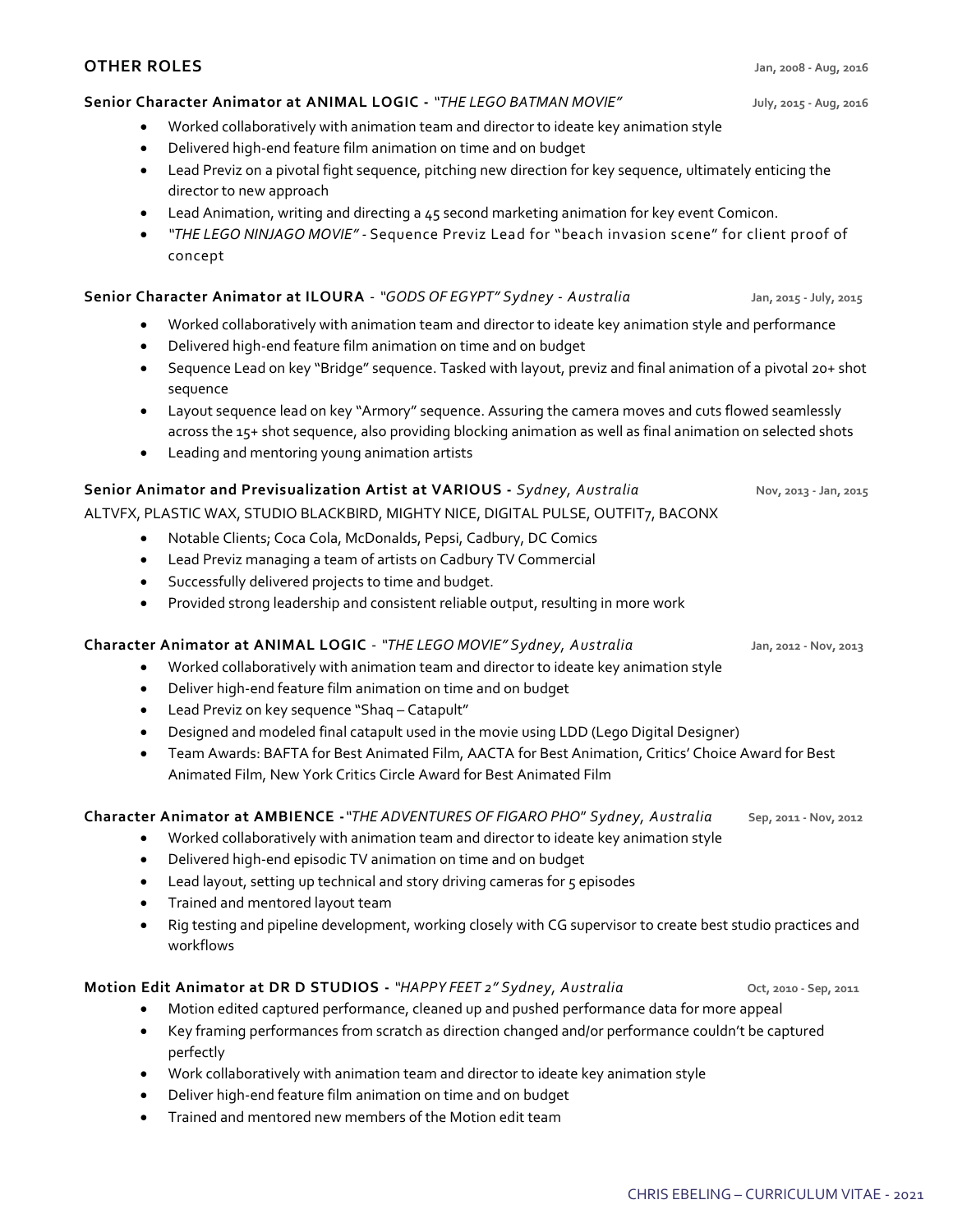## OTHER ROLES

**Jan, 2008 - Aug, 2016**

### Senior Character Animator at ANIMAL LOGIC - *"THE LEGO BATMAN MOVIE"*

**July, 2015 - Aug, 2016**

- Worked collaboratively with animation team and director to ideate key animation style
- Delivered high-end feature film animation on time and on budget
- Lead Previz on a pivotal fight sequence, pitching new direction for key sequence, ultimately enticing the director to new approach
- Lead Animation, writing and directing a 45 second marketing animation for key event Comicon.
- *"THE LEGO NINJAGO MOVIE"* - Sequence Previz Lead for "beach invasion scene" for client proof of concept

### Senior Character Animator at ILOURA - *"GODS OF EGYPT" Sydney - Australia*

**Jan, 2015 - July, 2015**

- Worked collaboratively with animation team and director to ideate key animation style and performance
- Delivered high-end feature film animation on time and on budget
- Sequence Lead on key "Bridge" sequence. Tasked with layout, previz and final animation of a pivotal 20+ shot sequence
- Layout sequence lead on key "Armory" sequence. Assuring the camera moves and cuts flowed seamlessly across the 15+ shot sequence, also providing blocking animation as well as final animation on selected shots
- Leading and mentoring young animation artists

### Senior Animator and Previsualization Artist at VARIOUS - *Sydney, Australia*

**Nov, 2013 - Jan, 2015**

ALTVFX, PLASTIC WAX, STUDIO BLACKBIRD, MIGHTY NICE, DIGITAL PULSE, OUTFIT7, BACONX

- Notable Clients; Coca Cola, McDonalds, Pepsi, Cadbury, DC Comics
- Lead Previz managing a team of artists on Cadbury TV Commercial
- Successfully delivered projects to time and budget.
- Provided strong leadership and consistent reliable output, resulting in more work

### Character Animator at ANIMAL LOGIC - *"THE LEGO MOVIE" Sydney, Australia*

**Jan, 2012 - Nov, 2013**

- Worked collaboratively with animation team and director to ideate key animation style
- Deliver high-end feature film animation on time and on budget
- Lead Previz on key sequence "Shaq – Catapult"
- Designed and modeled final catapult used in the movie using LDD (Lego Digital Designer)
- Team Awards: BAFTA for Best Animated Film, AACTA for Best Animation, Critics' Choice Award for Best Animated Film, New York Critics Circle Award for Best Animated Film

### Character Animator at AMBIENCE - *"THE ADVENTURES OF FIGARO PHO" Sydney, Australia*

**Sep, 2011 - Nov, 2012**

- Worked collaboratively with animation team and director to ideate key animation style
- Delivered high-end episodic TV animation on time and on budget
- Lead layout, setting up technical and story driving cameras for 5 episodes
- Trained and mentored layout team
- Rig testing and pipeline development, working closely with CG supervisor to create best studio practices and workflows

### Motion Edit Animator at DR D STUDIOS - *"HAPPY FEET 2" Sydney, Australia*

**Oct, 2010 - Sep, 2011**

- Motion edited captured performance, cleaned up and pushed performance data for more appeal
- Key framing performances from scratch as direction changed and/or performance couldn't be captured perfectly
- Work collaboratively with animation team and director to ideate key animation style
- Deliver high-end feature film animation on time and on budget
- Trained and mentored new members of the Motion edit team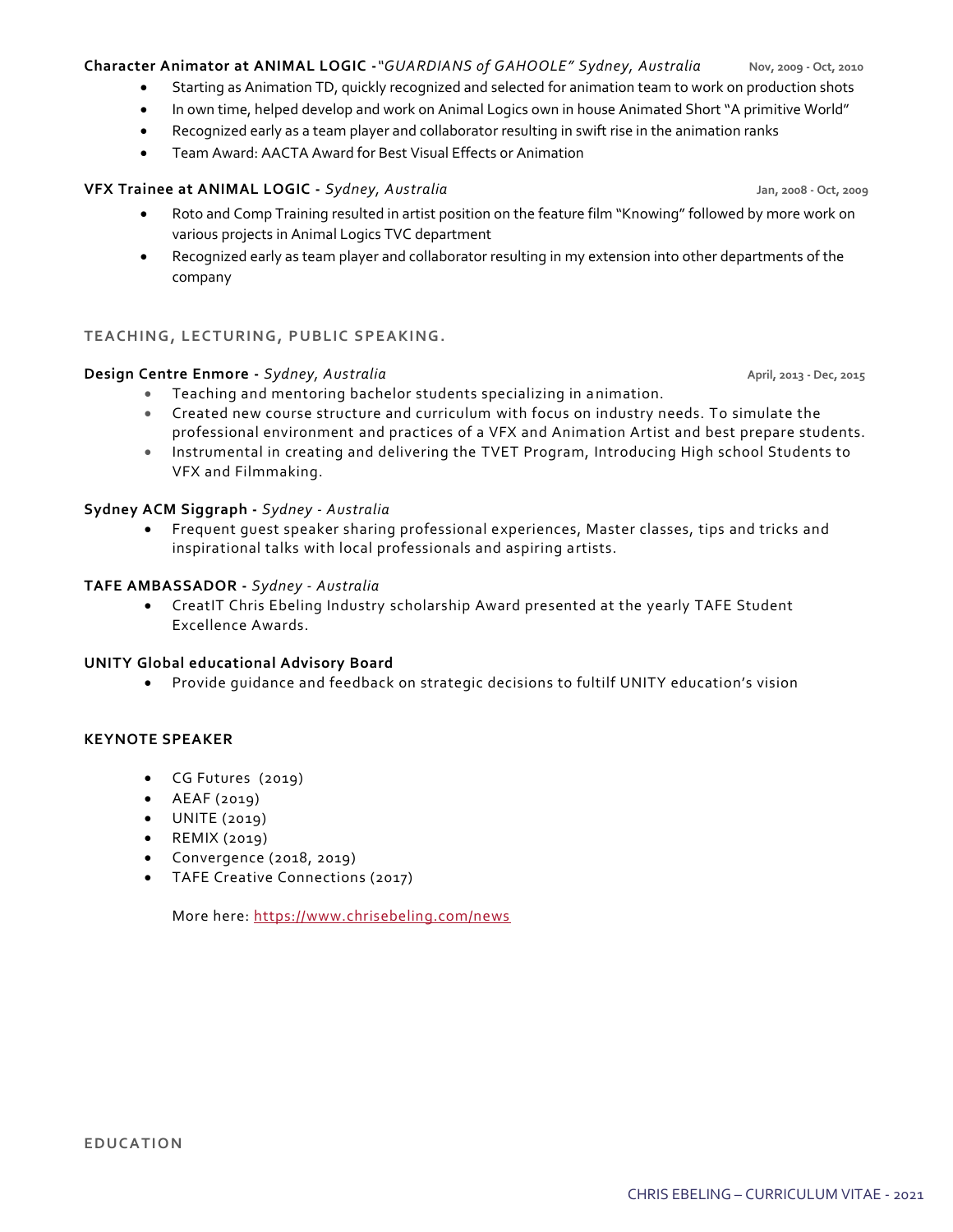**Character Animator at ANIMAL LOGIC -** *"GUARDIANS of GAHOOLE" Sydney, Australia* Nov, 2009 - Oct, 2010

- Starting as Animation TD, quickly recognized and selected for animation team to work on production shots
- In own time, helped develop and work on Animal Logics own in house Animated Short "A primitive World"
- Recognized early as a team player and collaborator resulting in swift rise in the animation ranks
- Team Award: AACTA Award for Best Visual Effects or Animation

**VFX Trainee at ANIMAL LOGIC -** *Sydney, Australia* Jan, 2008 - Oct, 2009

- Roto and Comp Training resulted in artist position on the feature film "Knowing" followed by more work on various projects in Animal Logics TVC department
- Recognized early as team player and collaborator resulting in my extension into other departments of the company

## TEACHING, LECTURING, PUBLIC SPEAKING.

**Design Centre Enmore -** *Sydney, Australia* April, 2013 - Dec, 2015

- Teaching and mentoring bachelor students specializing in animation.
- Created new course structure and curriculum with focus on industry needs. To simulate the professional environment and practices of a VFX and Animation Artist and best prepare students.
- Instrumental in creating and delivering the TVET Program, Introducing High school Students to VFX and Filmmaking.

**Sydney ACM Siggraph -** *Sydney - Australia*

- Frequent guest speaker sharing professional experiences, Master classes, tips and tricks and inspirational talks with local professionals and aspiring artists.

**TAFE AMBASSADOR -** *Sydney - Australia*

- CreatIT Chris Ebeling Industry scholarship Award presented at the yearly TAFE Student Excellence Awards.

**UNITY Global educational Advisory Board**

- Provide guidance and feedback on strategic decisions to fultilf UNITY education's vision

**KEYNOTE SPEAKER**

- CG Futures (2019)
- AEAF (2019)
- UNITE (2019)
- REMIX (2019)
- Convergence (2018, 2019)
- TAFE Creative Connections (2017)

More here: https://www.chrisebeling.com/news

## EDUCATION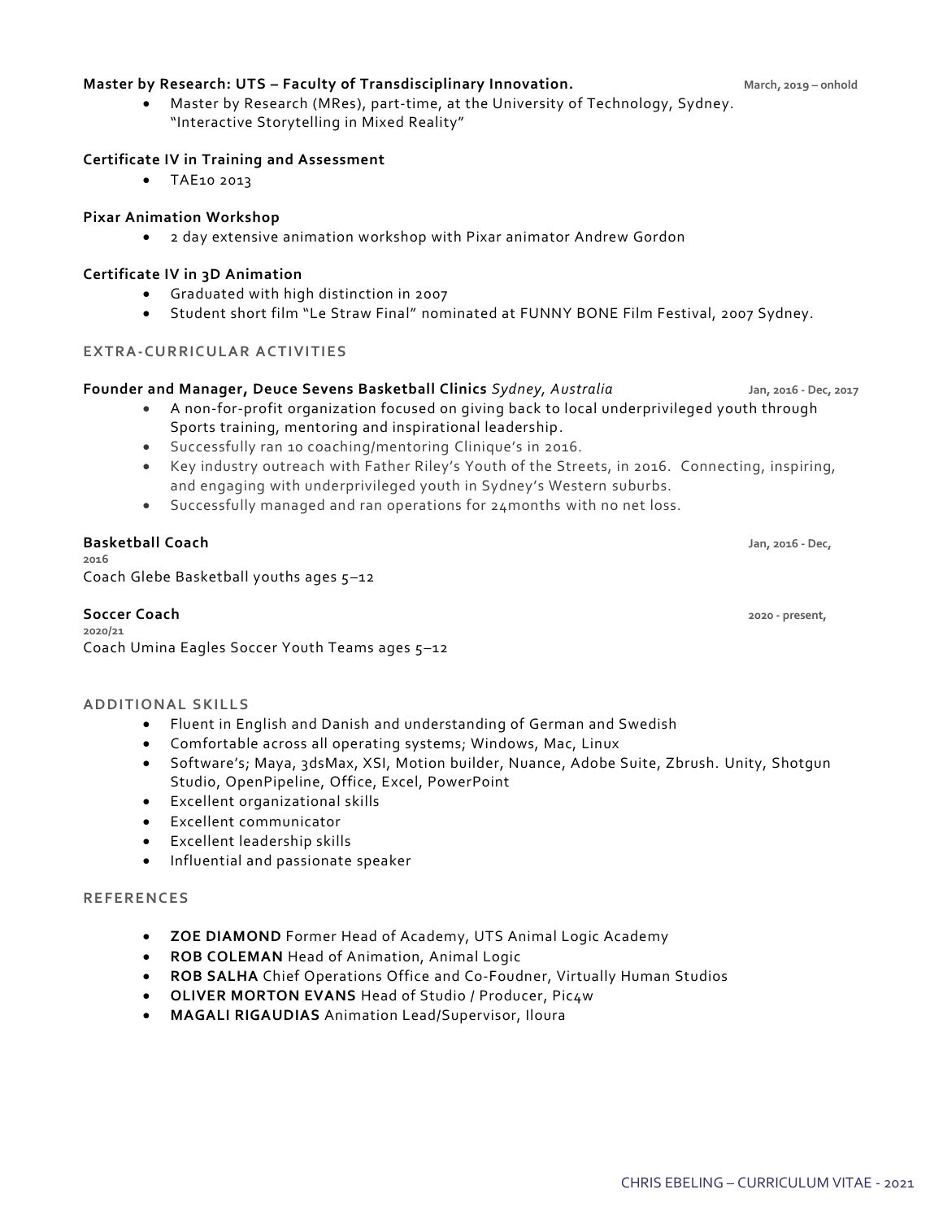**Master by Research: UTS – Faculty of Transdisciplinary Innovation.** March, 2019 – onhold

- Master by Research (MRes), part-time, at the University of Technology, Sydney. "Interactive Storytelling in Mixed Reality"

**Certificate IV in Training and Assessment**

- TAE10 2013

**Pixar Animation Workshop**

- 2 day extensive animation workshop with Pixar animator Andrew Gordon

**Certificate IV in 3D Animation**

- Graduated with high distinction in 2007
- Student short film "Le Straw Final" nominated at FUNNY BONE Film Festival, 2007 Sydney.

## EXTRA-CURRICULAR ACTIVITIES

**Founder and Manager, Deuce Sevens Basketball Clinics** *Sydney, Australia* Jan, 2016 - Dec, 2017

- A non-for-profit organization focused on giving back to local underprivileged youth through Sports training, mentoring and inspirational leadership.
- Successfully ran 10 coaching/mentoring Clinique's in 2016.
- Key industry outreach with Father Riley's Youth of the Streets, in 2016. Connecting, inspiring, and engaging with underprivileged youth in Sydney's Western suburbs.
- Successfully managed and ran operations for 24months with no net loss.

**Basketball Coach** Jan, 2016 - Dec, 2016

Coach Glebe Basketball youths ages 5–12

**Soccer Coach** 2020 - present, 2020/21

Coach Umina Eagles Soccer Youth Teams ages 5–12

## ADDITIONAL SKILLS

- Fluent in English and Danish and understanding of German and Swedish
- Comfortable across all operating systems; Windows, Mac, Linux
- Software's; Maya, 3dsMax, XSI, Motion builder, Nuance, Adobe Suite, Zbrush. Unity, Shotgun Studio, OpenPipeline, Office, Excel, PowerPoint
- Excellent organizational skills
- Excellent communicator
- Excellent leadership skills
- Influential and passionate speaker

## REFERENCES

- **ZOE DIAMOND** Former Head of Academy, UTS Animal Logic Academy
- **ROB COLEMAN** Head of Animation, Animal Logic
- **ROB SALHA** Chief Operations Office and Co-Foudner, Virtually Human Studios
- **OLIVER MORTON EVANS** Head of Studio / Producer, Pic4w
- **MAGALI RIGAUDIAS** Animation Lead/Supervisor, Iloura